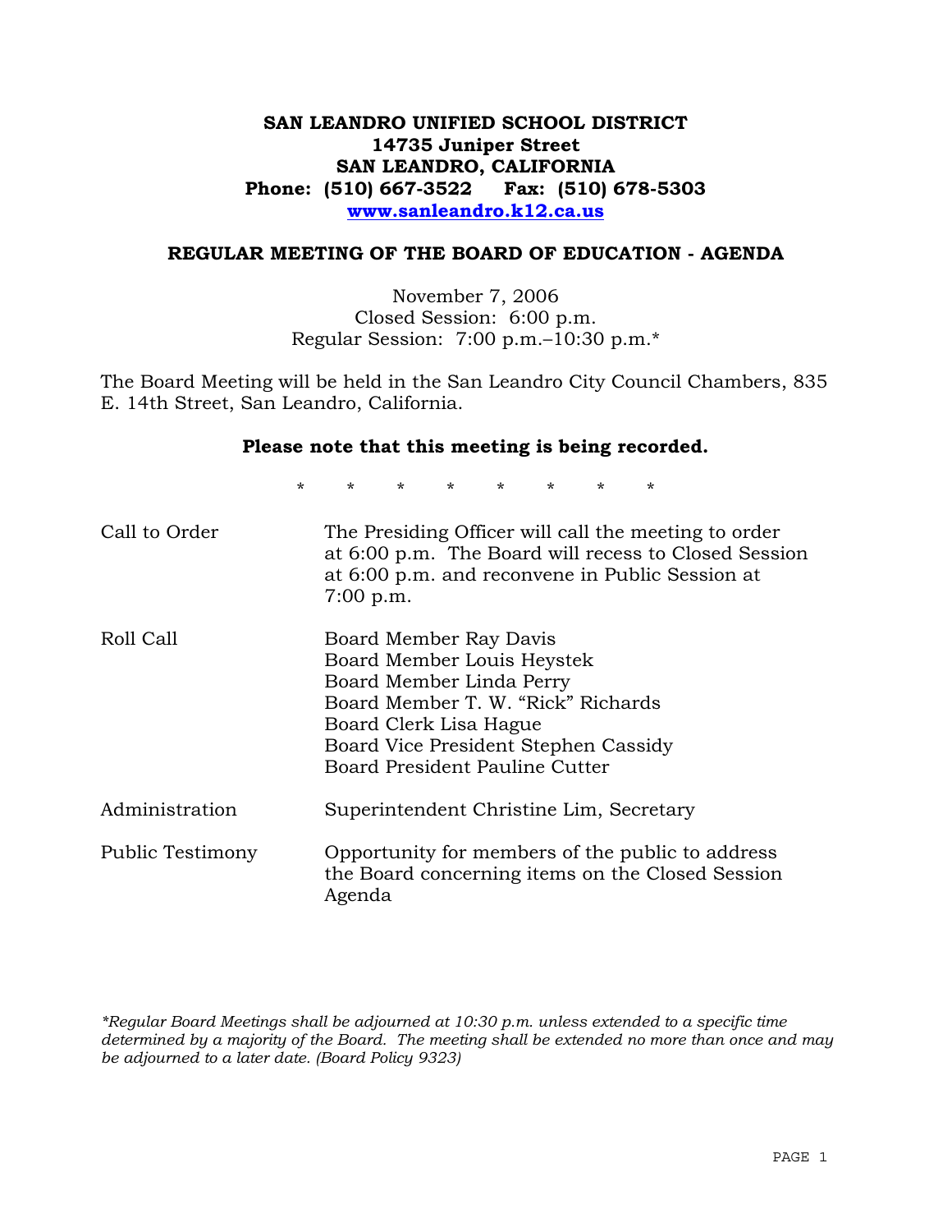# SAN LEANDRO UNIFIED SCHOOL DISTRICT
**14735 Juniper Street**
**SAN LEANDRO, CALIFORNIA**
**Phone: (510) 667-3522 Fax: (510) 678-5303**
**www.sanleandro.k12.ca.us**

## REGULAR MEETING OF THE BOARD OF EDUCATION - AGENDA

November 7, 2006
Closed Session: 6:00 p.m.
Regular Session: 7:00 p.m.–10:30 p.m.*

The Board Meeting will be held in the San Leandro City Council Chambers, 835 E. 14th Street, San Leandro, California.

**Please note that this meeting is being recorded.**

\* \* \* \* \* \* \* \*

| | |
|---|---|
| Call to Order | The Presiding Officer will call the meeting to order at 6:00 p.m. The Board will recess to Closed Session at 6:00 p.m. and reconvene in Public Session at 7:00 p.m. |
| Roll Call | Board Member Ray Davis<br>Board Member Louis Heystek<br>Board Member Linda Perry<br>Board Member T. W. "Rick" Richards<br>Board Clerk Lisa Hague<br>Board Vice President Stephen Cassidy<br>Board President Pauline Cutter |
| Administration | Superintendent Christine Lim, Secretary |
| Public Testimony | Opportunity for members of the public to address the Board concerning items on the Closed Session Agenda |

*\*Regular Board Meetings shall be adjourned at 10:30 p.m. unless extended to a specific time determined by a majority of the Board. The meeting shall be extended no more than once and may be adjourned to a later date. (Board Policy 9323)*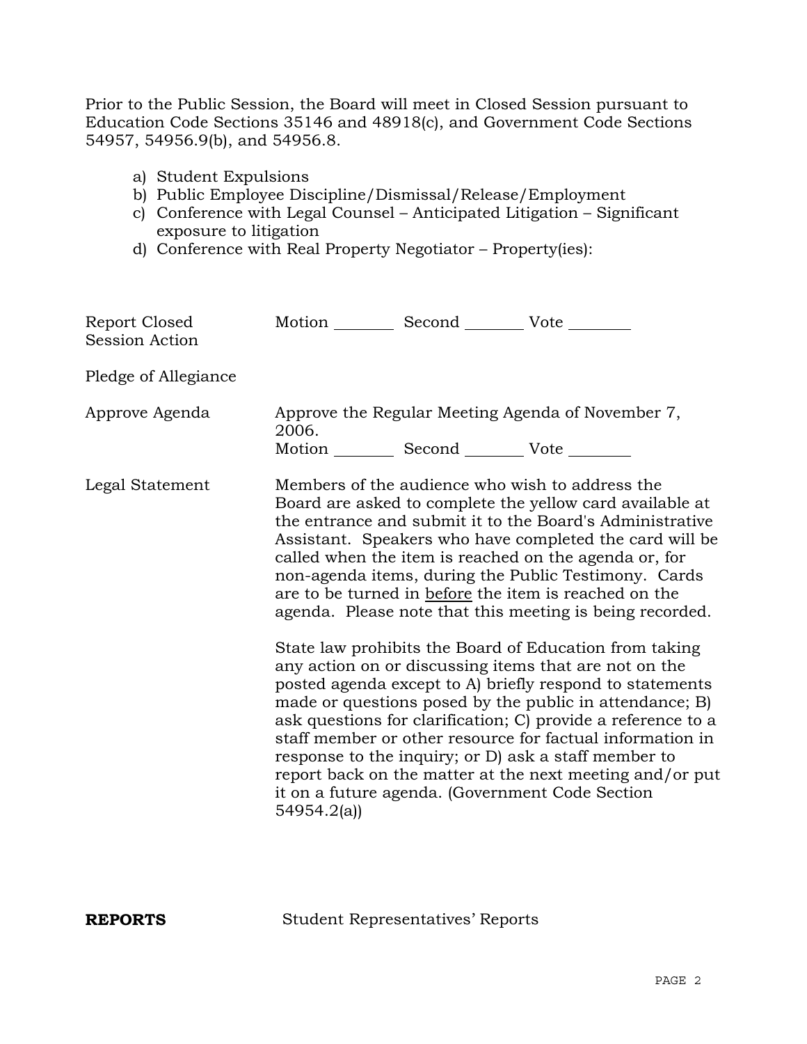Prior to the Public Session, the Board will meet in Closed Session pursuant to Education Code Sections 35146 and 48918(c), and Government Code Sections 54957, 54956.9(b), and 54956.8.

a) Student Expulsions
b) Public Employee Discipline/Dismissal/Release/Employment
c) Conference with Legal Counsel – Anticipated Litigation – Significant exposure to litigation
d) Conference with Real Property Negotiator – Property(ies):

Report Closed Session Action — Motion ________ Second ________ Vote ________

Pledge of Allegiance

Approve Agenda — Approve the Regular Meeting Agenda of November 7, 2006.
Motion ________ Second ________ Vote ________

Legal Statement — Members of the audience who wish to address the Board are asked to complete the yellow card available at the entrance and submit it to the Board's Administrative Assistant. Speakers who have completed the card will be called when the item is reached on the agenda or, for non-agenda items, during the Public Testimony. Cards are to be turned in before the item is reached on the agenda. Please note that this meeting is being recorded.

State law prohibits the Board of Education from taking any action on or discussing items that are not on the posted agenda except to A) briefly respond to statements made or questions posed by the public in attendance; B) ask questions for clarification; C) provide a reference to a staff member or other resource for factual information in response to the inquiry; or D) ask a staff member to report back on the matter at the next meeting and/or put it on a future agenda. (Government Code Section 54954.2(a))

**REPORTS** — Student Representatives' Reports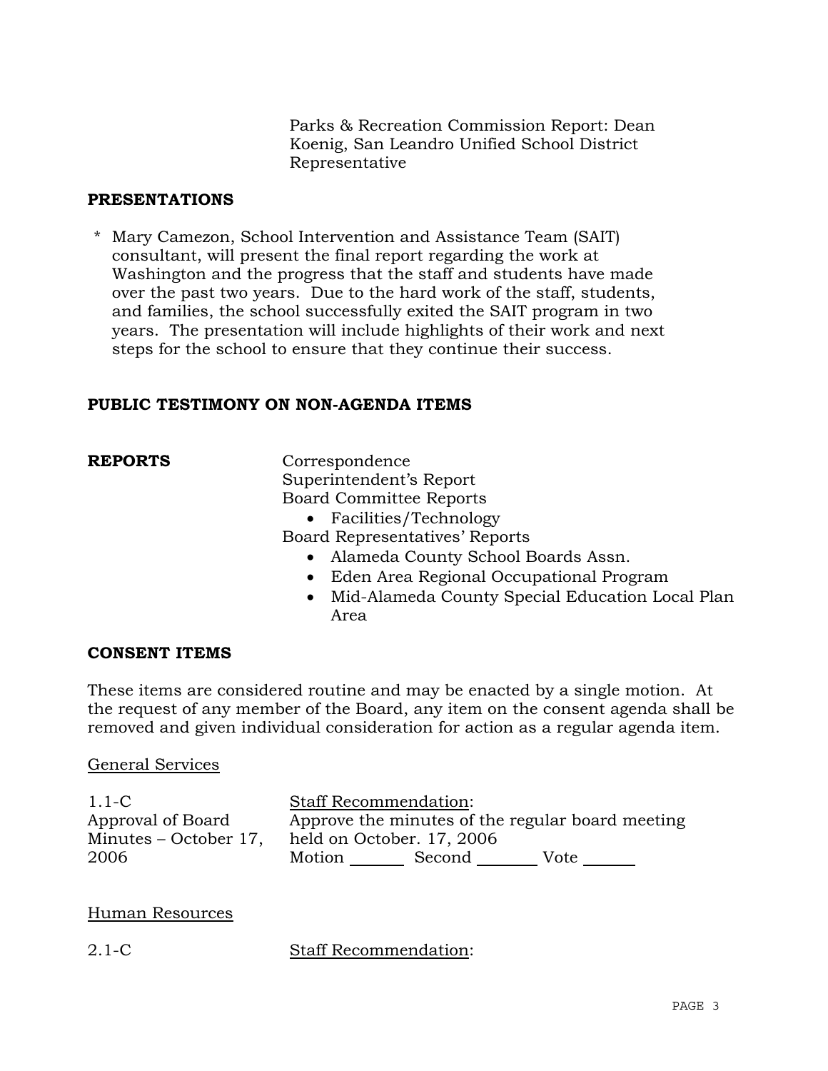Parks & Recreation Commission Report: Dean Koenig, San Leandro Unified School District Representative

**PRESENTATIONS**

* Mary Camezon, School Intervention and Assistance Team (SAIT) consultant, will present the final report regarding the work at Washington and the progress that the staff and students have made over the past two years. Due to the hard work of the staff, students, and families, the school successfully exited the SAIT program in two years. The presentation will include highlights of their work and next steps for the school to ensure that they continue their success.

**PUBLIC TESTIMONY ON NON-AGENDA ITEMS**

**REPORTS**

Correspondence

Superintendent's Report

Board Committee Reports

- Facilities/Technology

Board Representatives' Reports

- Alameda County School Boards Assn.
- Eden Area Regional Occupational Program
- Mid-Alameda County Special Education Local Plan Area

**CONSENT ITEMS**

These items are considered routine and may be enacted by a single motion. At the request of any member of the Board, any item on the consent agenda shall be removed and given individual consideration for action as a regular agenda item.

General Services

1.1-C
Approval of Board Minutes – October 17, 2006

Staff Recommendation:
Approve the minutes of the regular board meeting held on October. 17, 2006

Motion ______ Second ______ Vote ______

Human Resources

2.1-C

Staff Recommendation: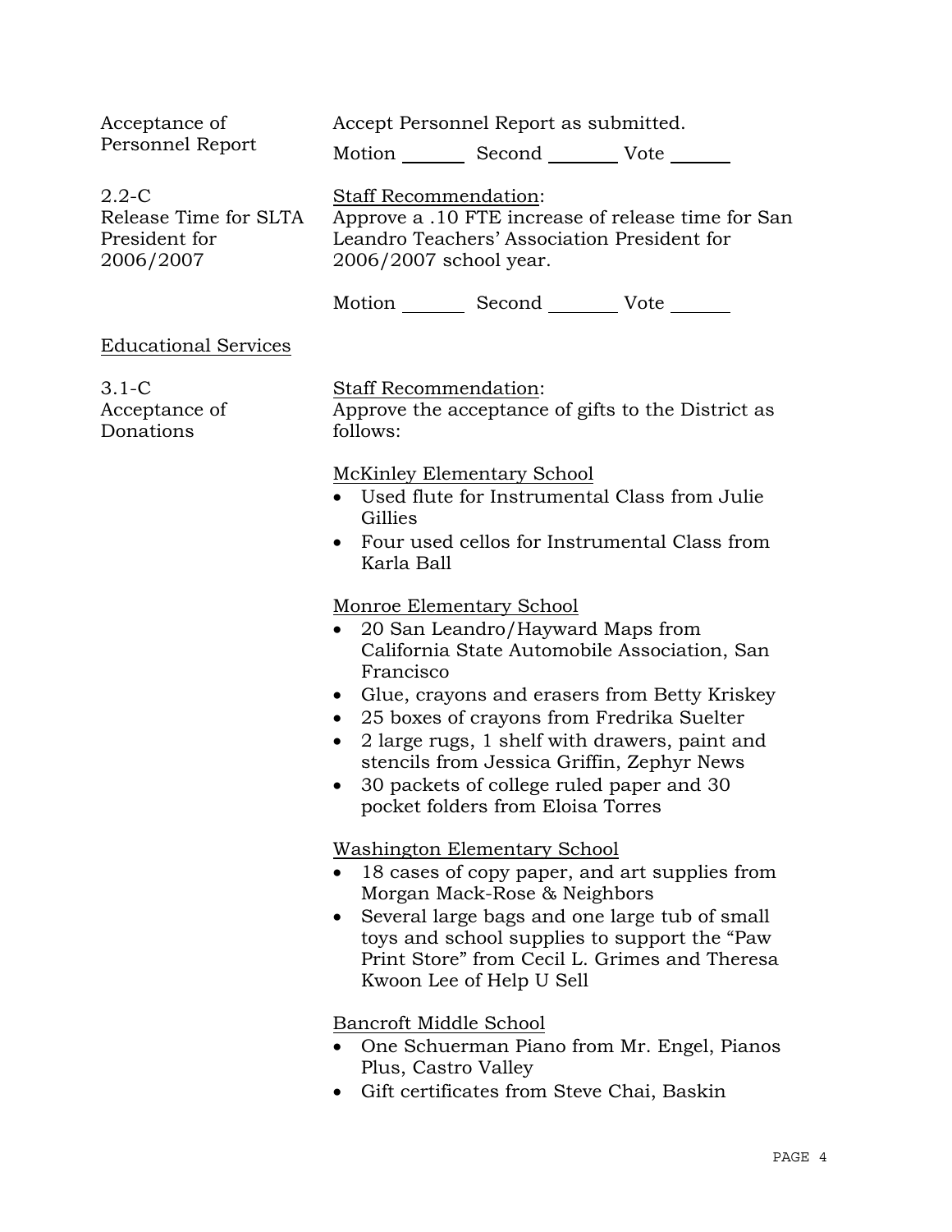Acceptance of Personnel Report

Accept Personnel Report as submitted.

Motion _______ Second _______ Vote _______

2.2-C Release Time for SLTA President for 2006/2007

Staff Recommendation:
Approve a .10 FTE increase of release time for San Leandro Teachers' Association President for 2006/2007 school year.

Motion _______ Second _______ Vote _______

Educational Services

3.1-C Acceptance of Donations

Staff Recommendation:
Approve the acceptance of gifts to the District as follows:

McKinley Elementary School

- Used flute for Instrumental Class from Julie Gillies
- Four used cellos for Instrumental Class from Karla Ball

Monroe Elementary School

- 20 San Leandro/Hayward Maps from California State Automobile Association, San Francisco
- Glue, crayons and erasers from Betty Kriskey
- 25 boxes of crayons from Fredrika Suelter
- 2 large rugs, 1 shelf with drawers, paint and stencils from Jessica Griffin, Zephyr News
- 30 packets of college ruled paper and 30 pocket folders from Eloisa Torres

Washington Elementary School

- 18 cases of copy paper, and art supplies from Morgan Mack-Rose & Neighbors
- Several large bags and one large tub of small toys and school supplies to support the "Paw Print Store" from Cecil L. Grimes and Theresa Kwoon Lee of Help U Sell

Bancroft Middle School

- One Schuerman Piano from Mr. Engel, Pianos Plus, Castro Valley
- Gift certificates from Steve Chai, Baskin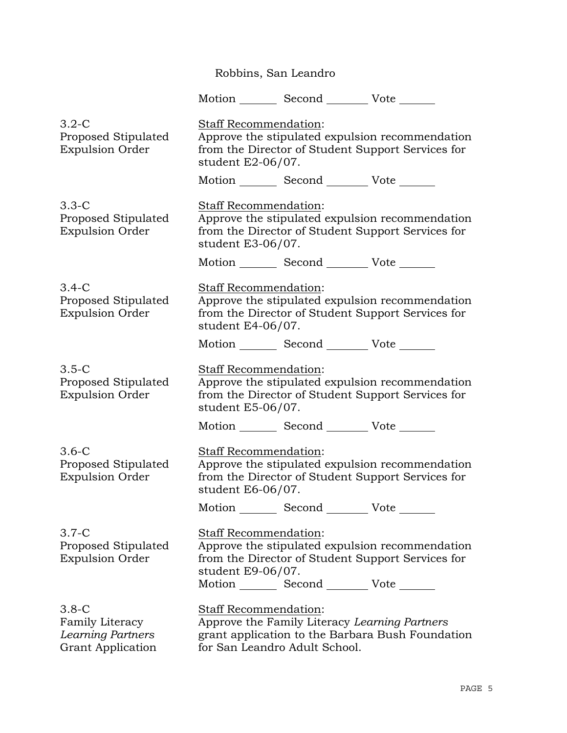Robbins, San Leandro

Motion _______ Second _______ Vote _______

3.2-C
Proposed Stipulated Expulsion Order

Staff Recommendation:
Approve the stipulated expulsion recommendation from the Director of Student Support Services for student E2-06/07.

Motion _______ Second _______ Vote _______

3.3-C
Proposed Stipulated Expulsion Order

Staff Recommendation:
Approve the stipulated expulsion recommendation from the Director of Student Support Services for student E3-06/07.

Motion _______ Second _______ Vote _______

3.4-C
Proposed Stipulated Expulsion Order

Staff Recommendation:
Approve the stipulated expulsion recommendation from the Director of Student Support Services for student E4-06/07.

Motion _______ Second _______ Vote _______

3.5-C
Proposed Stipulated Expulsion Order

Staff Recommendation:
Approve the stipulated expulsion recommendation from the Director of Student Support Services for student E5-06/07.

Motion _______ Second _______ Vote _______

3.6-C
Proposed Stipulated Expulsion Order

Staff Recommendation:
Approve the stipulated expulsion recommendation from the Director of Student Support Services for student E6-06/07.

Motion _______ Second _______ Vote _______

3.7-C
Proposed Stipulated Expulsion Order

Staff Recommendation:
Approve the stipulated expulsion recommendation from the Director of Student Support Services for student E9-06/07.

Motion _______ Second _______ Vote _______

3.8-C
Family Literacy *Learning Partners* Grant Application

Staff Recommendation:
Approve the Family Literacy *Learning Partners* grant application to the Barbara Bush Foundation for San Leandro Adult School.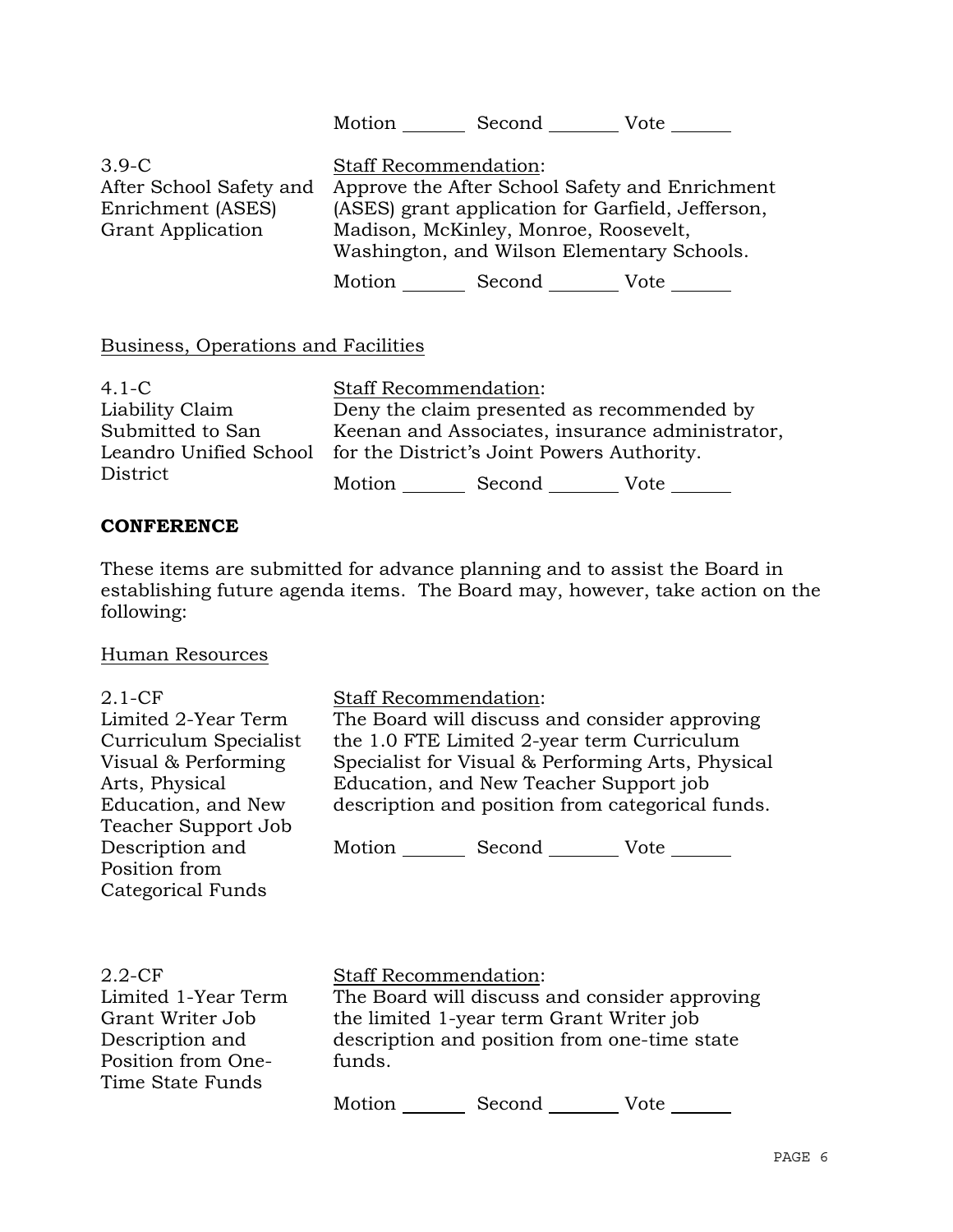Motion _______ Second _______ Vote _______

| | |
|---|---|
| 3.9-C<br>After School Safety and Enrichment (ASES) Grant Application | Staff Recommendation:<br>Approve the After School Safety and Enrichment (ASES) grant application for Garfield, Jefferson, Madison, McKinley, Monroe, Roosevelt, Washington, and Wilson Elementary Schools.<br><br>Motion _______ Second _______ Vote _______ |

Business, Operations and Facilities

| | |
|---|---|
| 4.1-C<br>Liability Claim Submitted to San Leandro Unified School District | Staff Recommendation:<br>Deny the claim presented as recommended by Keenan and Associates, insurance administrator, for the District's Joint Powers Authority.<br><br>Motion _______ Second _______ Vote _______ |

**CONFERENCE**

These items are submitted for advance planning and to assist the Board in establishing future agenda items. The Board may, however, take action on the following:

Human Resources

| | |
|---|---|
| 2.1-CF<br>Limited 2-Year Term Curriculum Specialist Visual & Performing Arts, Physical Education, and New Teacher Support Job Description and Position from Categorical Funds | Staff Recommendation:<br>The Board will discuss and consider approving the 1.0 FTE Limited 2-year term Curriculum Specialist for Visual & Performing Arts, Physical Education, and New Teacher Support job description and position from categorical funds.<br><br>Motion _______ Second _______ Vote _______ |
| 2.2-CF<br>Limited 1-Year Term Grant Writer Job Description and Position from One-Time State Funds | Staff Recommendation:<br>The Board will discuss and consider approving the limited 1-year term Grant Writer job description and position from one-time state funds.<br><br>Motion _______ Second _______ Vote _______ |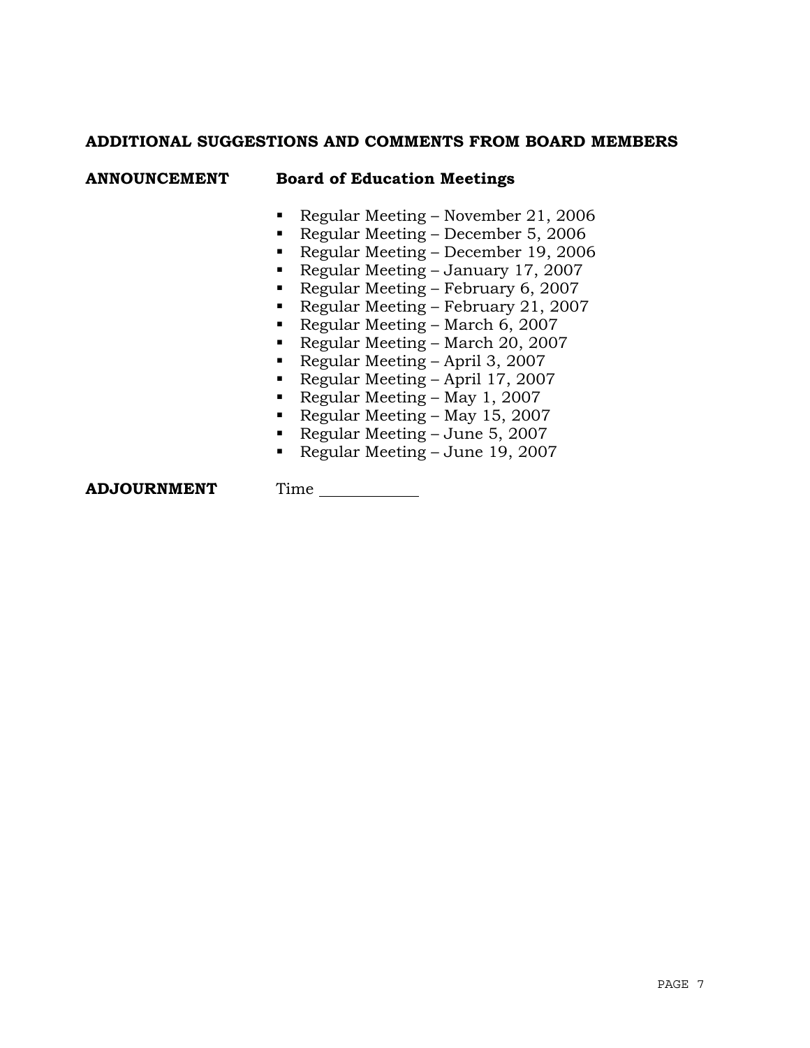**ADDITIONAL SUGGESTIONS AND COMMENTS FROM BOARD MEMBERS**

**ANNOUNCEMENT** **Board of Education Meetings**

- Regular Meeting – November 21, 2006
- Regular Meeting – December 5, 2006
- Regular Meeting – December 19, 2006
- Regular Meeting – January 17, 2007
- Regular Meeting – February 6, 2007
- Regular Meeting – February 21, 2007
- Regular Meeting – March 6, 2007
- Regular Meeting – March 20, 2007
- Regular Meeting – April 3, 2007
- Regular Meeting – April 17, 2007
- Regular Meeting – May 1, 2007
- Regular Meeting – May 15, 2007
- Regular Meeting – June 5, 2007
- Regular Meeting – June 19, 2007

**ADJOURNMENT** Time ____________